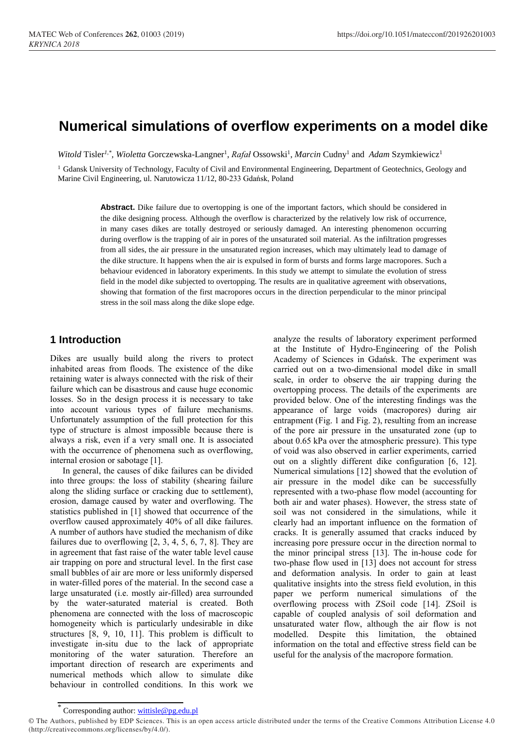# Numerical simulations of overflow experiments on a model dike

*Witold* Tisler[1,*], *Wioletta* Gorczewska-Langner[1], *Rafał* Ossowski[1], *Marcin* Cudny[1] and *Adam* Szymkiewicz[1]

[1] Gdansk University of Technology, Faculty of Civil and Environmental Engineering, Department of Geotechnics, Geology and Marine Civil Engineering, ul. Narutowicza 11/12, 80-233 Gdańsk, Poland

**Abstract.** Dike failure due to overtopping is one of the important factors, which should be considered in the dike designing process. Although the overflow is characterized by the relatively low risk of occurrence, in many cases dikes are totally destroyed or seriously damaged. An interesting phenomenon occurring during overflow is the trapping of air in pores of the unsaturated soil material. As the infiltration progresses from all sides, the air pressure in the unsaturated region increases, which may ultimately lead to damage of the dike structure. It happens when the air is expulsed in form of bursts and forms large macropores. Such a behaviour evidenced in laboratory experiments. In this study we attempt to simulate the evolution of stress field in the model dike subjected to overtopping. The results are in qualitative agreement with observations, showing that formation of the first macropores occurs in the direction perpendicular to the minor principal stress in the soil mass along the dike slope edge.

## 1 Introduction

Dikes are usually build along the rivers to protect inhabited areas from floods. The existence of the dike retaining water is always connected with the risk of their failure which can be disastrous and cause huge economic losses. So in the design process it is necessary to take into account various types of failure mechanisms. Unfortunately assumption of the full protection for this type of structure is almost impossible because there is always a risk, even if a very small one. It is associated with the occurrence of phenomena such as overflowing, internal erosion or sabotage [1].

In general, the causes of dike failures can be divided into three groups: the loss of stability (shearing failure along the sliding surface or cracking due to settlement), erosion, damage caused by water and overflowing. The statistics published in [1] showed that occurrence of the overflow caused approximately 40% of all dike failures. A number of authors have studied the mechanism of dike failures due to overflowing [2, 3, 4, 5, 6, 7, 8]. They are in agreement that fast raise of the water table level cause air trapping on pore and structural level. In the first case small bubbles of air are more or less uniformly dispersed in water-filled pores of the material. In the second case a large unsaturated (i.e. mostly air-filled) area surrounded by the water-saturated material is created. Both phenomena are connected with the loss of macroscopic homogeneity which is particularly undesirable in dike structures [8, 9, 10, 11]. This problem is difficult to investigate in-situ due to the lack of appropriate monitoring of the water saturation. Therefore an important direction of research are experiments and numerical methods which allow to simulate dike behaviour in controlled conditions. In this work we analyze the results of laboratory experiment performed at the Institute of Hydro-Engineering of the Polish Academy of Sciences in Gdańsk. The experiment was carried out on a two-dimensional model dike in small scale, in order to observe the air trapping during the overtopping process. The details of the experiments are provided below. One of the interesting findings was the appearance of large voids (macropores) during air entrapment (Fig. 1 and Fig. 2), resulting from an increase of the pore air pressure in the unsaturated zone (up to about 0.65 kPa over the atmospheric pressure). This type of void was also observed in earlier experiments, carried out on a slightly different dike configuration [6, 12]. Numerical simulations [12] showed that the evolution of air pressure in the model dike can be successfully represented with a two-phase flow model (accounting for both air and water phases). However, the stress state of soil was not considered in the simulations, while it clearly had an important influence on the formation of cracks. It is generally assumed that cracks induced by increasing pore pressure occur in the direction normal to the minor principal stress [13]. The in-house code for two-phase flow used in [13] does not account for stress and deformation analysis. In order to gain at least qualitative insights into the stress field evolution, in this paper we perform numerical simulations of the overflowing process with ZSoil code [14]. ZSoil is capable of coupled analysis of soil deformation and unsaturated water flow, although the air flow is not modelled. Despite this limitation, the obtained information on the total and effective stress field can be useful for the analysis of the macropore formation.

* Corresponding author: wittisle@pg.edu.pl

© The Authors, published by EDP Sciences. This is an open access article distributed under the terms of the Creative Commons Attribution License 4.0 (http://creativecommons.org/licenses/by/4.0/).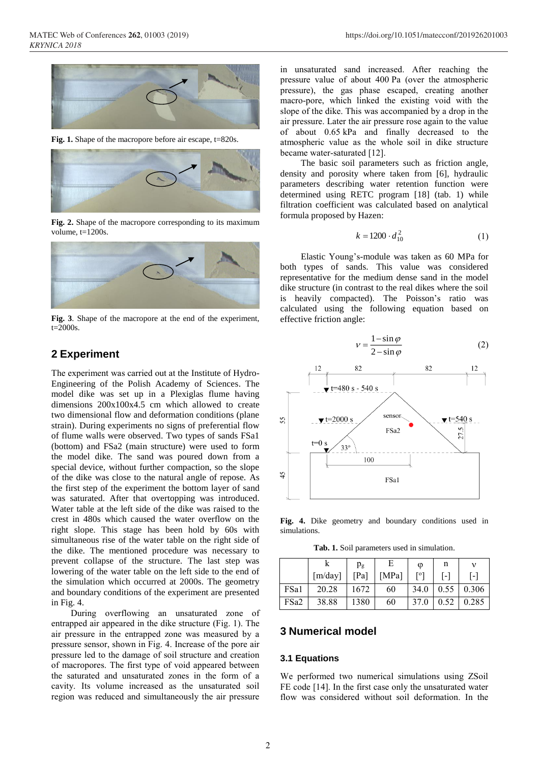**Fig. 1.** Shape of the macropore before air escape, t=820s.

**Fig. 2.** Shape of the macropore corresponding to its maximum volume, t=1200s.

**Fig. 3**. Shape of the macropore at the end of the experiment, t=2000s.

## 2 Experiment

The experiment was carried out at the Institute of Hydro-Engineering of the Polish Academy of Sciences. The model dike was set up in a Plexiglas flume having dimensions 200x100x4.5 cm which allowed to create two dimensional flow and deformation conditions (plane strain). During experiments no signs of preferential flow of flume walls were observed. Two types of sands FSa1 (bottom) and FSa2 (main structure) were used to form the model dike. The sand was poured down from a special device, without further compaction, so the slope of the dike was close to the natural angle of repose. As the first step of the experiment the bottom layer of sand was saturated. After that overtopping was introduced. Water table at the left side of the dike was raised to the crest in 480s which caused the water overflow on the right slope. This stage has been hold by 60s with simultaneous rise of the water table on the right side of the dike. The mentioned procedure was necessary to prevent collapse of the structure. The last step was lowering of the water table on the left side to the end of the simulation which occurred at 2000s. The geometry and boundary conditions of the experiment are presented in Fig. 4.

During overflowing an unsaturated zone of entrapped air appeared in the dike structure (Fig. 1). The air pressure in the entrapped zone was measured by a pressure sensor, shown in Fig. 4. Increase of the pore air pressure led to the damage of soil structure and creation of macropores. The first type of void appeared between the saturated and unsaturated zones in the form of a cavity. Its volume increased as the unsaturated soil region was reduced and simultaneously the air pressure in unsaturated sand increased. After reaching the pressure value of about 400 Pa (over the atmospheric pressure), the gas phase escaped, creating another macro-pore, which linked the existing void with the slope of the dike. This was accompanied by a drop in the air pressure. Later the air pressure rose again to the value of about 0.65 kPa and finally decreased to the atmospheric value as the whole soil in dike structure became water-saturated [12].

The basic soil parameters such as friction angle, density and porosity where taken from [6], hydraulic parameters describing water retention function were determined using RETC program [18] (tab. 1) while filtration coefficient was calculated based on analytical formula proposed by Hazen:

$$k = 1200 \cdot d_{10}^{2} \tag{1}$$

Elastic Young's-module was taken as 60 MPa for both types of sands. This value was considered representative for the medium dense sand in the model dike structure (in contrast to the real dikes where the soil is heavily compacted). The Poisson's ratio was calculated using the following equation based on effective friction angle:

$$\nu = \frac{1 - \sin\varphi}{2 - \sin\varphi} \tag{2}$$

**Fig. 4.** Dike geometry and boundary conditions used in simulations.

**Tab. 1.** Soil parameters used in simulation.

| | k [m/day] | $p_g$ [Pa] | E [MPa] | φ [°] | n [-] | ν [-] |
|---|---|---|---|---|---|---|
| FSa1 | 20.28 | 1672 | 60 | 34.0 | 0.55 | 0.306 |
| FSa2 | 38.88 | 1380 | 60 | 37.0 | 0.52 | 0.285 |

## 3 Numerical model

### 3.1 Equations

We performed two numerical simulations using ZSoil FE code [14]. In the first case only the unsaturated water flow was considered without soil deformation. In the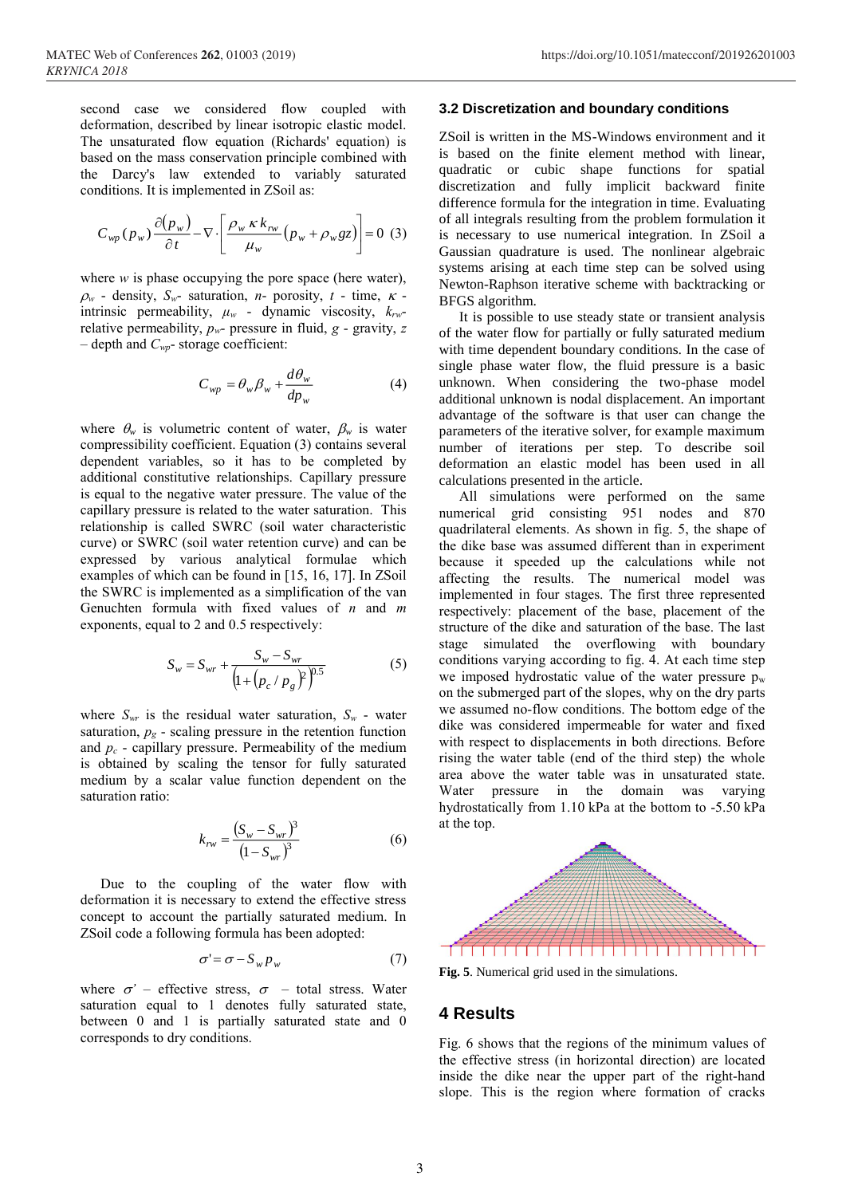second case we considered flow coupled with deformation, described by linear isotropic elastic model. The unsaturated flow equation (Richards' equation) is based on the mass conservation principle combined with the Darcy's law extended to variably saturated conditions. It is implemented in ZSoil as:

$$C_{wp}(p_w)\frac{\partial(p_w)}{\partial t} - \nabla \cdot \left[ \frac{\rho_w \, \kappa \, k_{rw}}{\mu_w} (p_w + \rho_w g z) \right] = 0 \quad (3)$$

where $w$ is phase occupying the pore space (here water), $\rho_w$ - density, $S_w$- saturation, $n$- porosity, $t$ - time, $\kappa$ - intrinsic permeability, $\mu_w$ - dynamic viscosity, $k_{rw}$- relative permeability, $p_w$- pressure in fluid, $g$ - gravity, $z$ – depth and $C_{wp}$- storage coefficient:

$$C_{wp} = \theta_w \beta_w + \frac{d\theta_w}{dp_w} \quad (4)$$

where $\theta_w$ is volumetric content of water, $\beta_w$ is water compressibility coefficient. Equation (3) contains several dependent variables, so it has to be completed by additional constitutive relationships. Capillary pressure is equal to the negative water pressure. The value of the capillary pressure is related to the water saturation. This relationship is called SWRC (soil water characteristic curve) or SWRC (soil water retention curve) and can be expressed by various analytical formulae which examples of which can be found in [15, 16, 17]. In ZSoil the SWRC is implemented as a simplification of the van Genuchten formula with fixed values of $n$ and $m$ exponents, equal to 2 and 0.5 respectively:

$$S_w = S_{wr} + \frac{S_w - S_{wr}}{\left(1 + (p_c / p_g)^2\right)^{0.5}} \quad (5)$$

where $S_{wr}$ is the residual water saturation, $S_w$ - water saturation, $p_g$ - scaling pressure in the retention function and $p_c$ - capillary pressure. Permeability of the medium is obtained by scaling the tensor for fully saturated medium by a scalar value function dependent on the saturation ratio:

$$k_{rw} = \frac{(S_w - S_{wr})^3}{(1 - S_{wr})^3} \quad (6)$$

Due to the coupling of the water flow with deformation it is necessary to extend the effective stress concept to account the partially saturated medium. In ZSoil code a following formula has been adopted:

$$\sigma' = \sigma - S_w p_w \quad (7)$$

where $\sigma'$ – effective stress, $\sigma$ – total stress. Water saturation equal to 1 denotes fully saturated state, between 0 and 1 is partially saturated state and 0 corresponds to dry conditions.

### 3.2 Discretization and boundary conditions

ZSoil is written in the MS-Windows environment and it is based on the finite element method with linear, quadratic or cubic shape functions for spatial discretization and fully implicit backward finite difference formula for the integration in time. Evaluating of all integrals resulting from the problem formulation it is necessary to use numerical integration. In ZSoil a Gaussian quadrature is used. The nonlinear algebraic systems arising at each time step can be solved using Newton-Raphson iterative scheme with backtracking or BFGS algorithm.

It is possible to use steady state or transient analysis of the water flow for partially or fully saturated medium with time dependent boundary conditions. In the case of single phase water flow, the fluid pressure is a basic unknown. When considering the two-phase model additional unknown is nodal displacement. An important advantage of the software is that user can change the parameters of the iterative solver, for example maximum number of iterations per step. To describe soil deformation an elastic model has been used in all calculations presented in the article.

All simulations were performed on the same numerical grid consisting 951 nodes and 870 quadrilateral elements. As shown in fig. 5, the shape of the dike base was assumed different than in experiment because it speeded up the calculations while not affecting the results. The numerical model was implemented in four stages. The first three represented respectively: placement of the base, placement of the structure of the dike and saturation of the base. The last stage simulated the overflowing with boundary conditions varying according to fig. 4. At each time step we imposed hydrostatic value of the water pressure $p_w$ on the submerged part of the slopes, why on the dry parts we assumed no-flow conditions. The bottom edge of the dike was considered impermeable for water and fixed with respect to displacements in both directions. Before rising the water table (end of the third step) the whole area above the water table was in unsaturated state. Water pressure in the domain was varying hydrostatically from 1.10 kPa at the bottom to -5.50 kPa at the top.

**Fig. 5**. Numerical grid used in the simulations.

## 4 Results

Fig. 6 shows that the regions of the minimum values of the effective stress (in horizontal direction) are located inside the dike near the upper part of the right-hand slope. This is the region where formation of cracks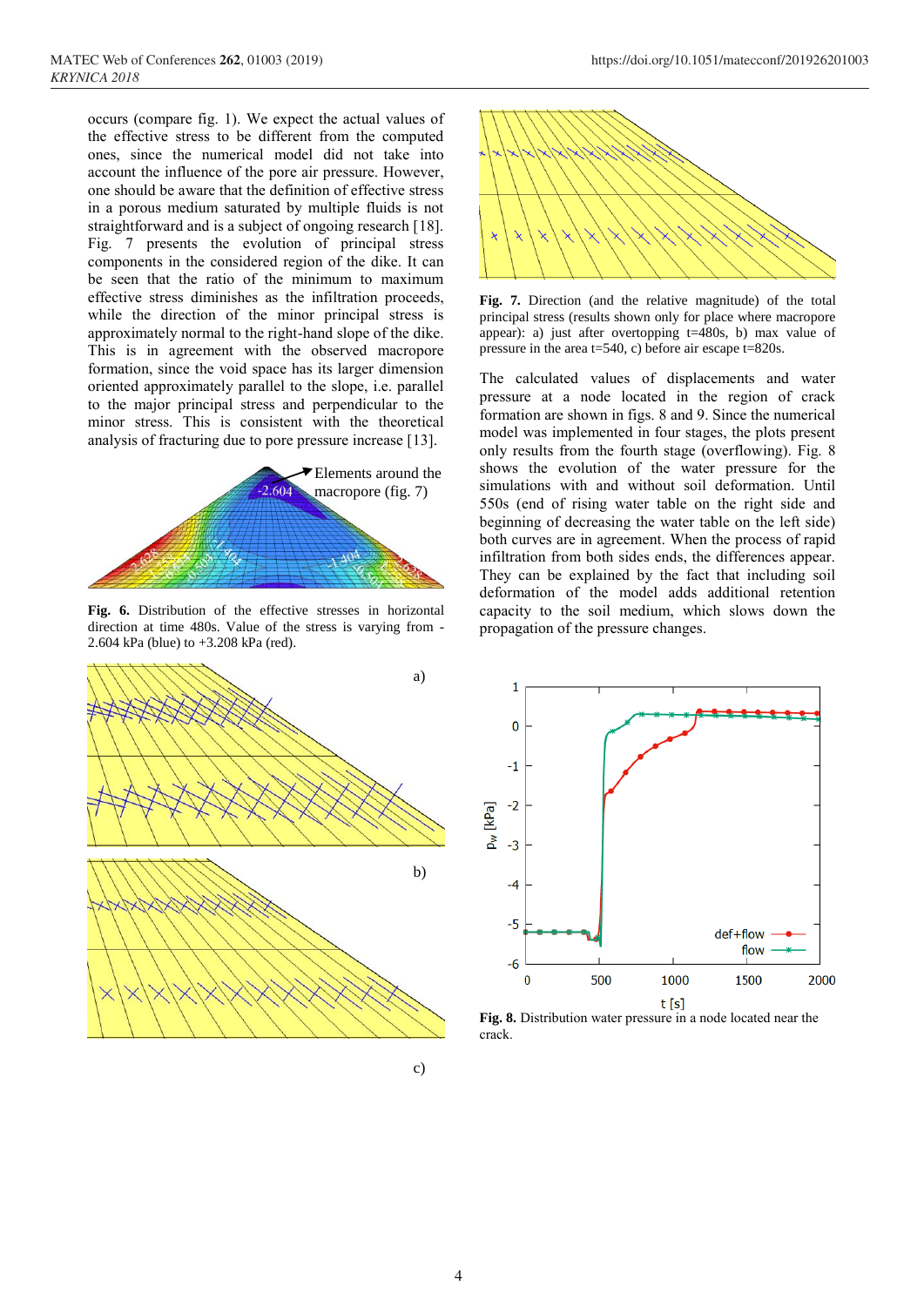occurs (compare fig. 1). We expect the actual values of the effective stress to be different from the computed ones, since the numerical model did not take into account the influence of the pore air pressure. However, one should be aware that the definition of effective stress in a porous medium saturated by multiple fluids is not straightforward and is a subject of ongoing research [18]. Fig. 7 presents the evolution of principal stress components in the considered region of the dike. It can be seen that the ratio of the minimum to maximum effective stress diminishes as the infiltration proceeds, while the direction of the minor principal stress is approximately normal to the right-hand slope of the dike. This is in agreement with the observed macropore formation, since the void space has its larger dimension oriented approximately parallel to the slope, i.e. parallel to the major principal stress and perpendicular to the minor stress. This is consistent with the theoretical analysis of fracturing due to pore pressure increase [13].

**Fig. 6.** Distribution of the effective stresses in horizontal direction at time 480s. Value of the stress is varying from -2.604 kPa (blue) to +3.208 kPa (red).

**Fig. 7.** Direction (and the relative magnitude) of the total principal stress (results shown only for place where macropore appear): a) just after overtopping t=480s, b) max value of pressure in the area t=540, c) before air escape t=820s.

The calculated values of displacements and water pressure at a node located in the region of crack formation are shown in figs. 8 and 9. Since the numerical model was implemented in four stages, the plots present only results from the fourth stage (overflowing). Fig. 8 shows the evolution of the water pressure for the simulations with and without soil deformation. Until 550s (end of rising water table on the right side and beginning of decreasing the water table on the left side) both curves are in agreement. When the process of rapid infiltration from both sides ends, the differences appear. They can be explained by the fact that including soil deformation of the model adds additional retention capacity to the soil medium, which slows down the propagation of the pressure changes.

**Fig. 8.** Distribution water pressure in a node located near the crack.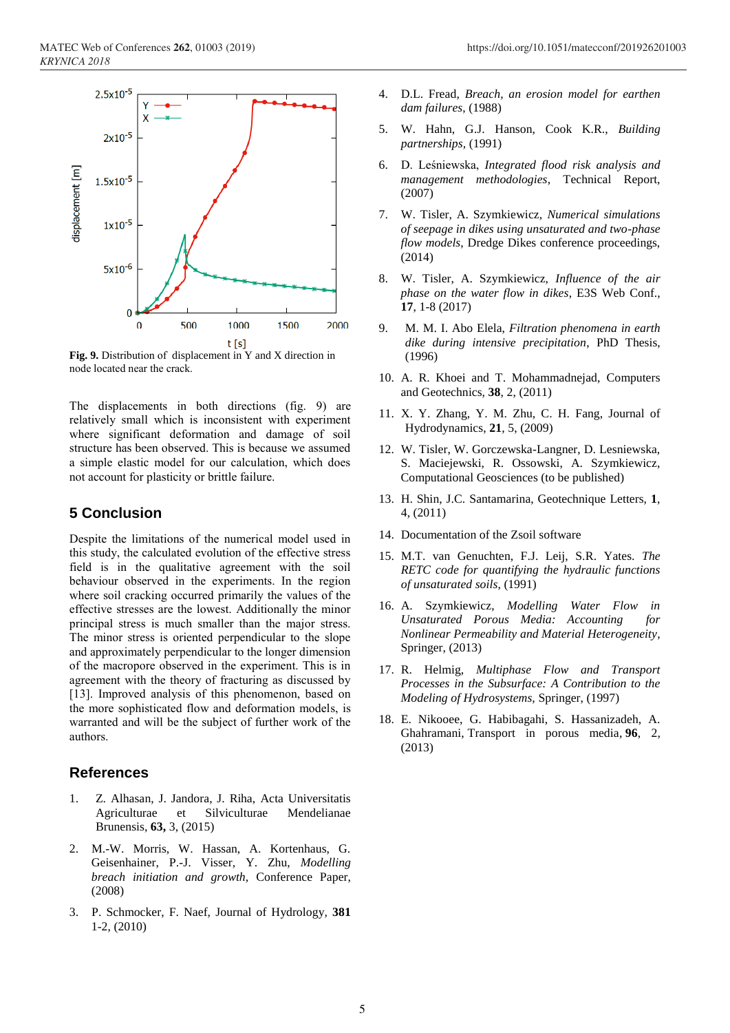2.5x10$^{-5}$
2x10$^{-5}$
1.5x10$^{-5}$
1x10$^{-5}$
5x10$^{-6}$
0
0 500 1000 1500 2000
displacement [m]
t [s]
Y
X

**Fig. 9.** Distribution of displacement in Y and X direction in node located near the crack.

The displacements in both directions (fig. 9) are relatively small which is inconsistent with experiment where significant deformation and damage of soil structure has been observed. This is because we assumed a simple elastic model for our calculation, which does not account for plasticity or brittle failure.

## 5 Conclusion

Despite the limitations of the numerical model used in this study, the calculated evolution of the effective stress field is in the qualitative agreement with the soil behaviour observed in the experiments. In the region where soil cracking occurred primarily the values of the effective stresses are the lowest. Additionally the minor principal stress is much smaller than the major stress. The minor stress is oriented perpendicular to the slope and approximately perpendicular to the longer dimension of the macropore observed in the experiment. This is in agreement with the theory of fracturing as discussed by [13]. Improved analysis of this phenomenon, based on the more sophisticated flow and deformation models, is warranted and will be the subject of further work of the authors.

## References

1. Z. Alhasan, J. Jandora, J. Riha, Acta Universitatis Agriculturae et Silviculturae Mendelianae Brunensis, **63,** 3, (2015)
2. M.-W. Morris, W. Hassan, A. Kortenhaus, G. Geisenhainer, P.-J. Visser, Y. Zhu, *Modelling breach initiation and growth*, Conference Paper, (2008)
3. P. Schmocker, F. Naef, Journal of Hydrology, **381** 1-2, (2010)
4. D.L. Fread, *Breach, an erosion model for earthen dam failures*, (1988)
5. W. Hahn, G.J. Hanson, Cook K.R., *Building partnerships*, (1991)
6. D. Leśniewska, *Integrated flood risk analysis and management methodologies*, Technical Report, (2007)
7. W. Tisler, A. Szymkiewicz, *Numerical simulations of seepage in dikes using unsaturated and two-phase flow models*, Dredge Dikes conference proceedings, (2014)
8. W. Tisler, A. Szymkiewicz, *Influence of the air phase on the water flow in dikes*, E3S Web Conf., **17**, 1-8 (2017)
9. M. M. I. Abo Elela, *Filtration phenomena in earth dike during intensive precipitation*, PhD Thesis, (1996)
10. A. R. Khoei and T. Mohammadnejad, Computers and Geotechnics, **38**, 2, (2011)
11. X. Y. Zhang, Y. M. Zhu, C. H. Fang, Journal of Hydrodynamics, **21**, 5, (2009)
12. W. Tisler, W. Gorczewska-Langner, D. Lesniewska, S. Maciejewski, R. Ossowski, A. Szymkiewicz, Computational Geosciences (to be published)
13. H. Shin, J.C. Santamarina, Geotechnique Letters, **1**, 4, (2011)
14. Documentation of the Zsoil software
15. M.T. van Genuchten, F.J. Leij, S.R. Yates. *The RETC code for quantifying the hydraulic functions of unsaturated soils*, (1991)
16. A. Szymkiewicz, *Modelling Water Flow in Unsaturated Porous Media: Accounting for Nonlinear Permeability and Material Heterogeneity*, Springer, (2013)
17. R. Helmig, *Multiphase Flow and Transport Processes in the Subsurface: A Contribution to the Modeling of Hydrosystems*, Springer, (1997)
18. E. Nikooee, G. Habibagahi, S. Hassanizadeh, A. Ghahramani, Transport in porous media, **96**, 2, (2013)